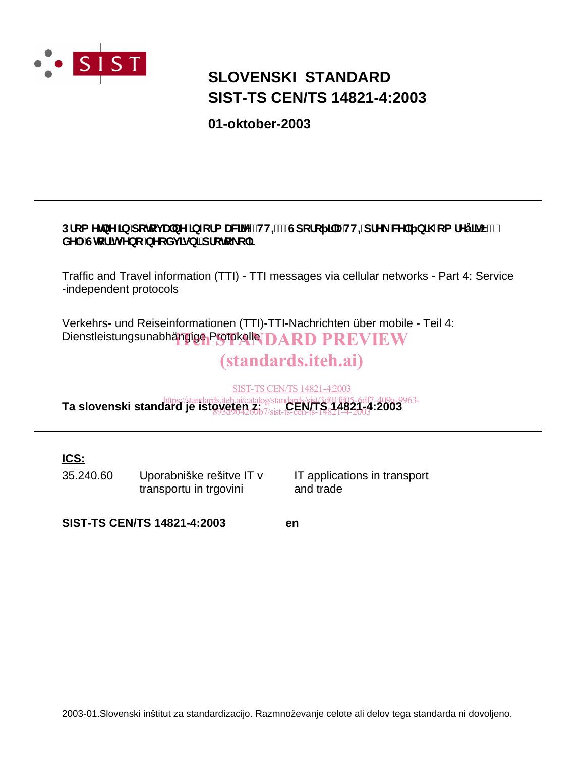# SLOVENSKI STANDARD
# SIST-TS CEN/TS 14821-4:2003

**01-oktober-2003**

---

**Prometne in potovanje informacije (TTI) - Sporočila TTI prek celičnih omrežij - 4. del: Storitveno neodvisni protokoli**

Traffic and Travel information (TTI) - TTI messages via cellular networks - Part 4: Service -independent protocols

Verkehrs- und Reiseinformationen (TTI)-TTI-Nachrichten über mobile - Teil 4: Dienstleistungsunabhängige Protokolle

**Ta slovenski standard je istoveten z: CEN/TS 14821-4:2003**

---

**ICS:**

| | | |
|---|---|---|
| 35.240.60 | Uporabniške rešitve IT v transportu in trgovini | IT applications in transport and trade |

**SIST-TS CEN/TS 14821-4:2003** **en**

2003-01.Slovenski inštitut za standardizacijo. Razmnoževanje celote ali delov tega standarda ni dovoljeno.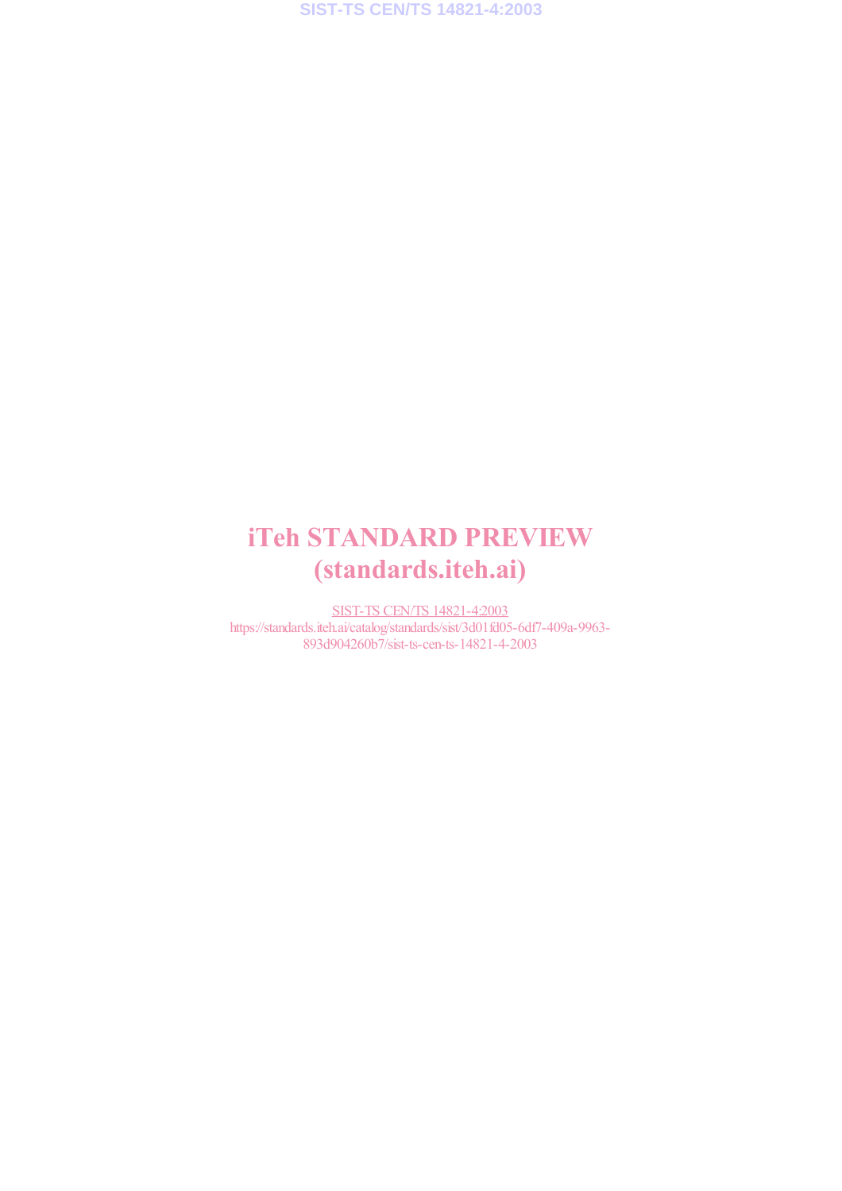# iTeh STANDARD PREVIEW
# (standards.iteh.ai)

SIST-TS CEN/TS 14821-4:2003
https://standards.iteh.ai/catalog/standards/sist/3d01fd05-6df7-409a-9963-893d904260b7/sist-ts-cen-ts-14821-4-2003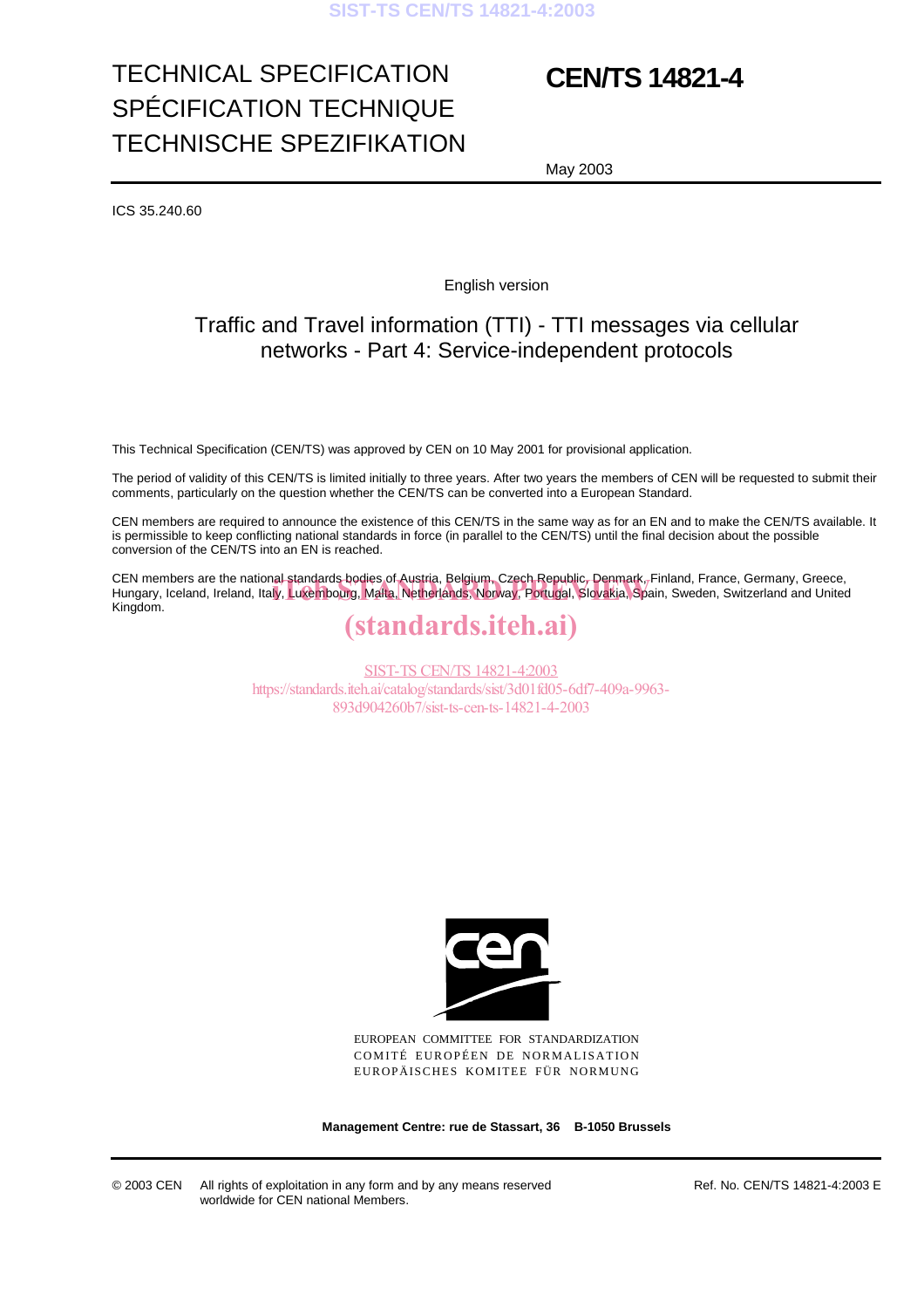# TECHNICAL SPECIFICATION
# SPÉCIFICATION TECHNIQUE
# TECHNISCHE SPEZIFIKATION

# CEN/TS 14821-4

May 2003

ICS 35.240.60

English version

## Traffic and Travel information (TTI) - TTI messages via cellular networks - Part 4: Service-independent protocols

This Technical Specification (CEN/TS) was approved by CEN on 10 May 2001 for provisional application.

The period of validity of this CEN/TS is limited initially to three years. After two years the members of CEN will be requested to submit their comments, particularly on the question whether the CEN/TS can be converted into a European Standard.

CEN members are required to announce the existence of this CEN/TS in the same way as for an EN and to make the CEN/TS available. It is permissible to keep conflicting national standards in force (in parallel to the CEN/TS) until the final decision about the possible conversion of the CEN/TS into an EN is reached.

CEN members are the national standards bodies of Austria, Belgium, Czech Republic, Denmark, Finland, France, Germany, Greece, Hungary, Iceland, Ireland, Italy, Luxembourg, Malta, Netherlands, Norway, Portugal, Slovakia, Spain, Sweden, Switzerland and United Kingdom.

EUROPEAN COMMITTEE FOR STANDARDIZATION
COMITÉ EUROPÉEN DE NORMALISATION
EUROPÄISCHES KOMITEE FÜR NORMUNG

**Management Centre: rue de Stassart, 36 B-1050 Brussels**

© 2003 CEN All rights of exploitation in any form and by any means reserved worldwide for CEN national Members.

Ref. No. CEN/TS 14821-4:2003 E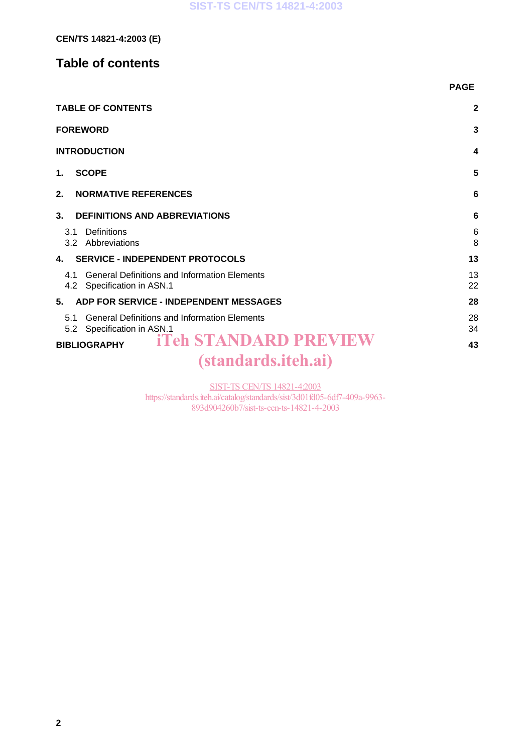# Table of contents

| | PAGE |
|---|---|
| **TABLE OF CONTENTS** | **2** |
| **FOREWORD** | **3** |
| **INTRODUCTION** | **4** |
| **1. SCOPE** | **5** |
| **2. NORMATIVE REFERENCES** | **6** |
| **3. DEFINITIONS AND ABBREVIATIONS** | **6** |
| 3.1 Definitions | 6 |
| 3.2 Abbreviations | 8 |
| **4. SERVICE - INDEPENDENT PROTOCOLS** | **13** |
| 4.1 General Definitions and Information Elements | 13 |
| 4.2 Specification in ASN.1 | 22 |
| **5. ADP FOR SERVICE - INDEPENDENT MESSAGES** | **28** |
| 5.1 General Definitions and Information Elements | 28 |
| 5.2 Specification in ASN.1 | 34 |
| **BIBLIOGRAPHY** | **43** |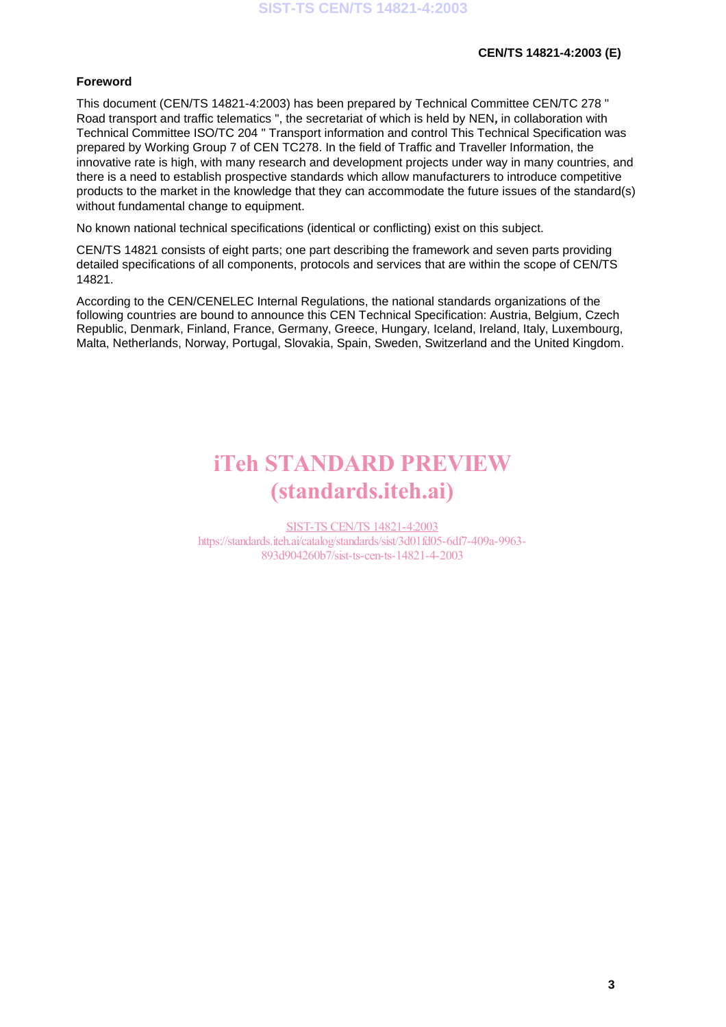## Foreword

This document (CEN/TS 14821-4:2003) has been prepared by Technical Committee CEN/TC 278 " Road transport and traffic telematics ", the secretariat of which is held by NEN**,** in collaboration with Technical Committee ISO/TC 204 " Transport information and control This Technical Specification was prepared by Working Group 7 of CEN TC278. In the field of Traffic and Traveller Information, the innovative rate is high, with many research and development projects under way in many countries, and there is a need to establish prospective standards which allow manufacturers to introduce competitive products to the market in the knowledge that they can accommodate the future issues of the standard(s) without fundamental change to equipment.

No known national technical specifications (identical or conflicting) exist on this subject.

CEN/TS 14821 consists of eight parts; one part describing the framework and seven parts providing detailed specifications of all components, protocols and services that are within the scope of CEN/TS 14821.

According to the CEN/CENELEC Internal Regulations, the national standards organizations of the following countries are bound to announce this CEN Technical Specification: Austria, Belgium, Czech Republic, Denmark, Finland, France, Germany, Greece, Hungary, Iceland, Ireland, Italy, Luxembourg, Malta, Netherlands, Norway, Portugal, Slovakia, Spain, Sweden, Switzerland and the United Kingdom.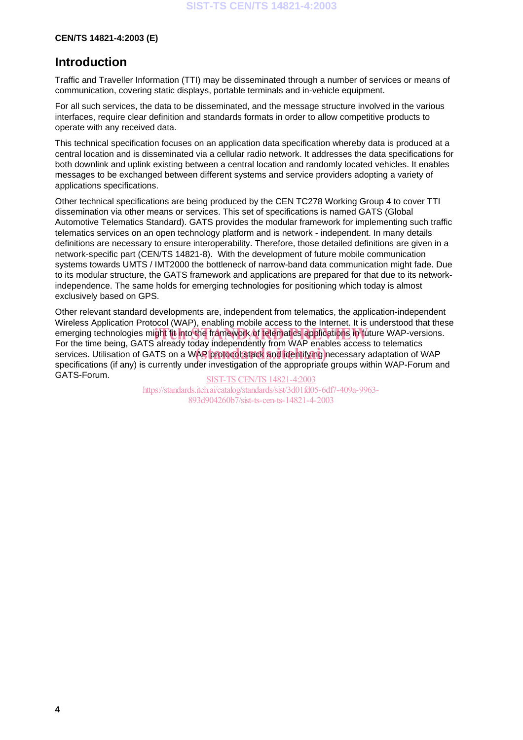## Introduction

Traffic and Traveller Information (TTI) may be disseminated through a number of services or means of communication, covering static displays, portable terminals and in-vehicle equipment.

For all such services, the data to be disseminated, and the message structure involved in the various interfaces, require clear definition and standards formats in order to allow competitive products to operate with any received data.

This technical specification focuses on an application data specification whereby data is produced at a central location and is disseminated via a cellular radio network. It addresses the data specifications for both downlink and uplink existing between a central location and randomly located vehicles. It enables messages to be exchanged between different systems and service providers adopting a variety of applications specifications.

Other technical specifications are being produced by the CEN TC278 Working Group 4 to cover TTI dissemination via other means or services. This set of specifications is named GATS (Global Automotive Telematics Standard). GATS provides the modular framework for implementing such traffic telematics services on an open technology platform and is network - independent. In many details definitions are necessary to ensure interoperability. Therefore, those detailed definitions are given in a network-specific part (CEN/TS 14821-8). With the development of future mobile communication systems towards UMTS / IMT2000 the bottleneck of narrow-band data communication might fade. Due to its modular structure, the GATS framework and applications are prepared for that due to its network-independence. The same holds for emerging technologies for positioning which today is almost exclusively based on GPS.

Other relevant standard developments are, independent from telematics, the application-independent Wireless Application Protocol (WAP), enabling mobile access to the Internet. It is understood that these emerging technologies might fit into the framework of telematics applications in future WAP-versions. For the time being, GATS already today independently from WAP enables access to telematics services. Utilisation of GATS on a WAP protocol stack and identifying necessary adaptation of WAP specifications (if any) is currently under investigation of the appropriate groups within WAP-Forum and GATS-Forum.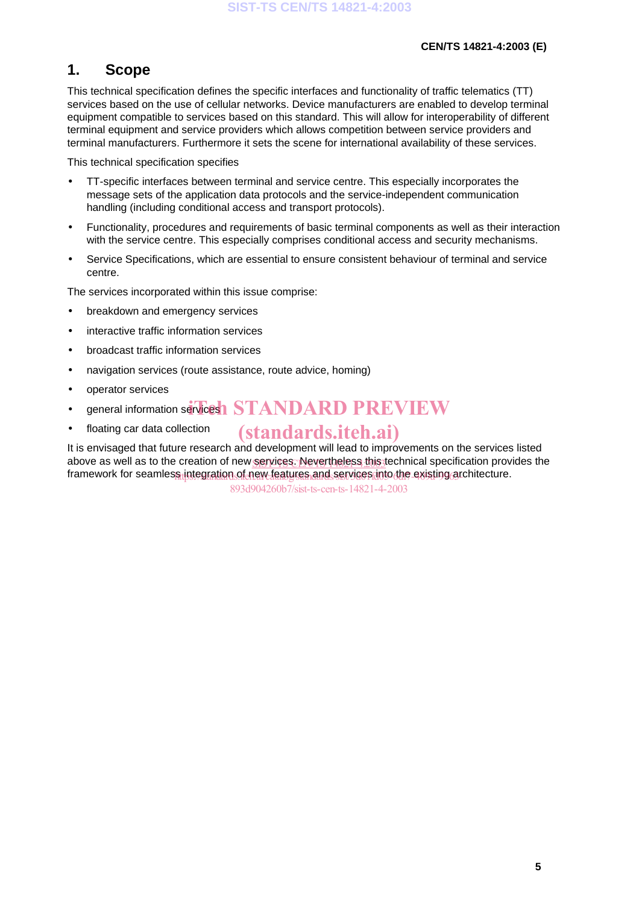# 1. Scope

This technical specification defines the specific interfaces and functionality of traffic telematics (TT) services based on the use of cellular networks. Device manufacturers are enabled to develop terminal equipment compatible to services based on this standard. This will allow for interoperability of different terminal equipment and service providers which allows competition between service providers and terminal manufacturers. Furthermore it sets the scene for international availability of these services.

This technical specification specifies

- TT-specific interfaces between terminal and service centre. This especially incorporates the message sets of the application data protocols and the service-independent communication handling (including conditional access and transport protocols).
- Functionality, procedures and requirements of basic terminal components as well as their interaction with the service centre. This especially comprises conditional access and security mechanisms.
- Service Specifications, which are essential to ensure consistent behaviour of terminal and service centre.

The services incorporated within this issue comprise:

- breakdown and emergency services
- interactive traffic information services
- broadcast traffic information services
- navigation services (route assistance, route advice, homing)
- operator services
- general information services
- floating car data collection

It is envisaged that future research and development will lead to improvements on the services listed above as well as to the creation of new services. Nevertheless this technical specification provides the framework for seamless integration of new features and services into the existing architecture.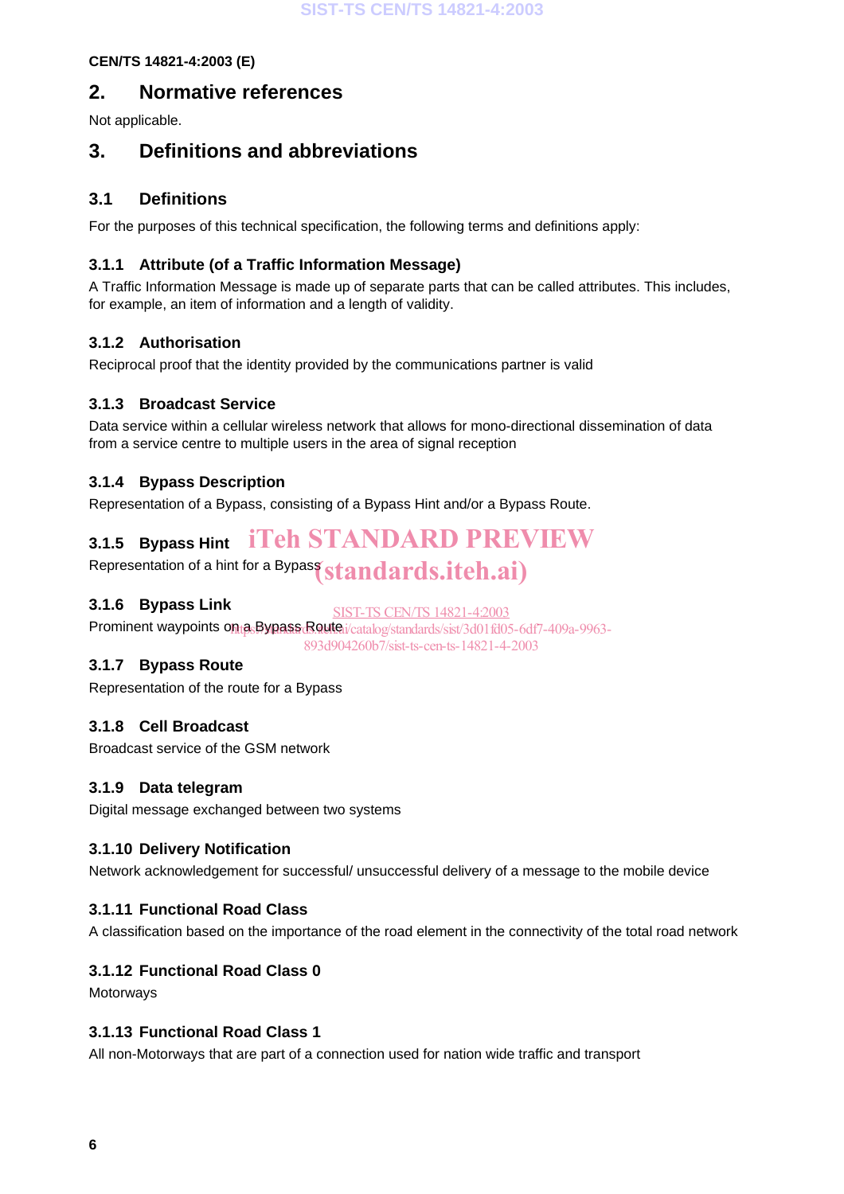## 2. Normative references

Not applicable.

## 3. Definitions and abbreviations

### 3.1 Definitions

For the purposes of this technical specification, the following terms and definitions apply:

#### 3.1.1 Attribute (of a Traffic Information Message)

A Traffic Information Message is made up of separate parts that can be called attributes. This includes, for example, an item of information and a length of validity.

#### 3.1.2 Authorisation

Reciprocal proof that the identity provided by the communications partner is valid

#### 3.1.3 Broadcast Service

Data service within a cellular wireless network that allows for mono-directional dissemination of data from a service centre to multiple users in the area of signal reception

#### 3.1.4 Bypass Description

Representation of a Bypass, consisting of a Bypass Hint and/or a Bypass Route.

#### 3.1.5 Bypass Hint

Representation of a hint for a Bypass

#### 3.1.6 Bypass Link

Prominent waypoints on a Bypass Route

#### 3.1.7 Bypass Route

Representation of the route for a Bypass

#### 3.1.8 Cell Broadcast

Broadcast service of the GSM network

#### 3.1.9 Data telegram

Digital message exchanged between two systems

#### 3.1.10 Delivery Notification

Network acknowledgement for successful/ unsuccessful delivery of a message to the mobile device

#### 3.1.11 Functional Road Class

A classification based on the importance of the road element in the connectivity of the total road network

#### 3.1.12 Functional Road Class 0

Motorways

#### 3.1.13 Functional Road Class 1

All non-Motorways that are part of a connection used for nation wide traffic and transport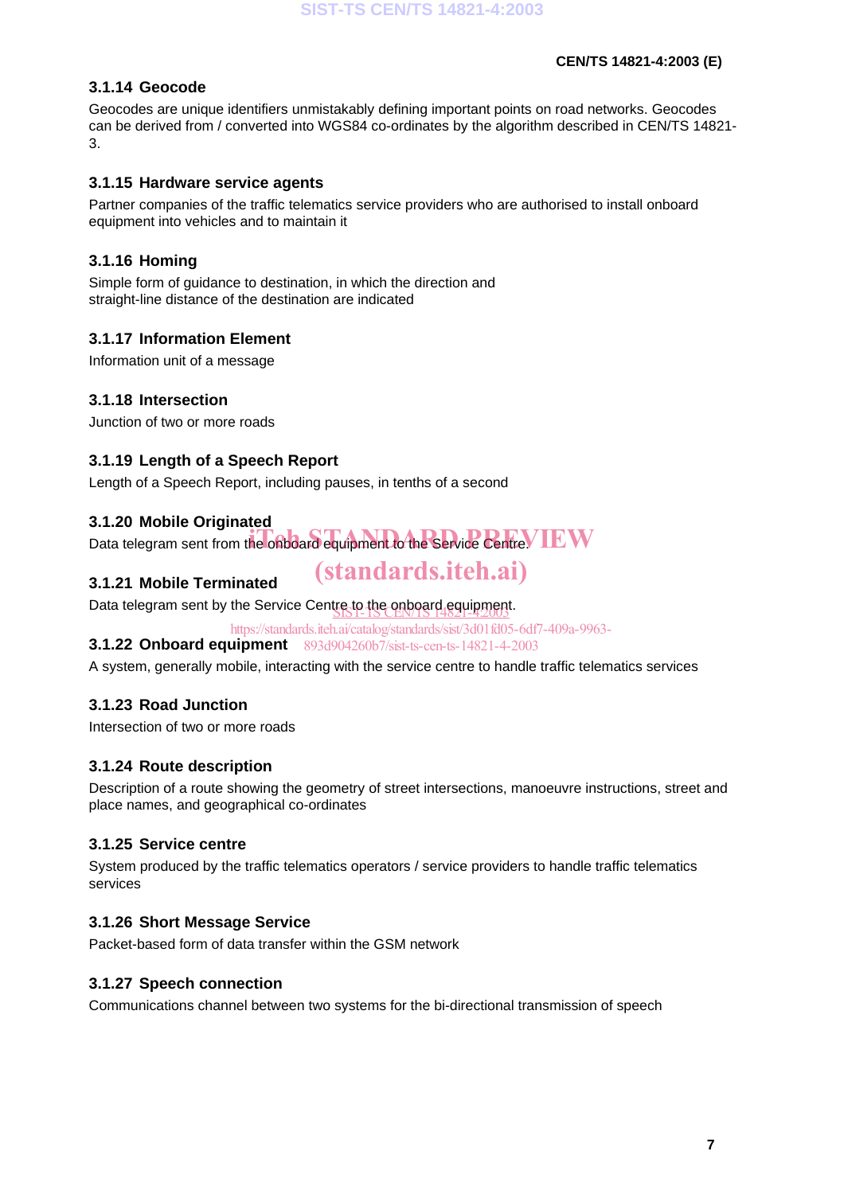### 3.1.14 Geocode

Geocodes are unique identifiers unmistakably defining important points on road networks. Geocodes can be derived from / converted into WGS84 co-ordinates by the algorithm described in CEN/TS 14821-3.

### 3.1.15 Hardware service agents

Partner companies of the traffic telematics service providers who are authorised to install onboard equipment into vehicles and to maintain it

### 3.1.16 Homing

Simple form of guidance to destination, in which the direction and straight-line distance of the destination are indicated

### 3.1.17 Information Element

Information unit of a message

### 3.1.18 Intersection

Junction of two or more roads

### 3.1.19 Length of a Speech Report

Length of a Speech Report, including pauses, in tenths of a second

### 3.1.20 Mobile Originated

Data telegram sent from the onboard equipment to the Service Centre.

### 3.1.21 Mobile Terminated

Data telegram sent by the Service Centre to the onboard equipment.

### 3.1.22 Onboard equipment

A system, generally mobile, interacting with the service centre to handle traffic telematics services

### 3.1.23 Road Junction

Intersection of two or more roads

### 3.1.24 Route description

Description of a route showing the geometry of street intersections, manoeuvre instructions, street and place names, and geographical co-ordinates

### 3.1.25 Service centre

System produced by the traffic telematics operators / service providers to handle traffic telematics services

### 3.1.26 Short Message Service

Packet-based form of data transfer within the GSM network

### 3.1.27 Speech connection

Communications channel between two systems for the bi-directional transmission of speech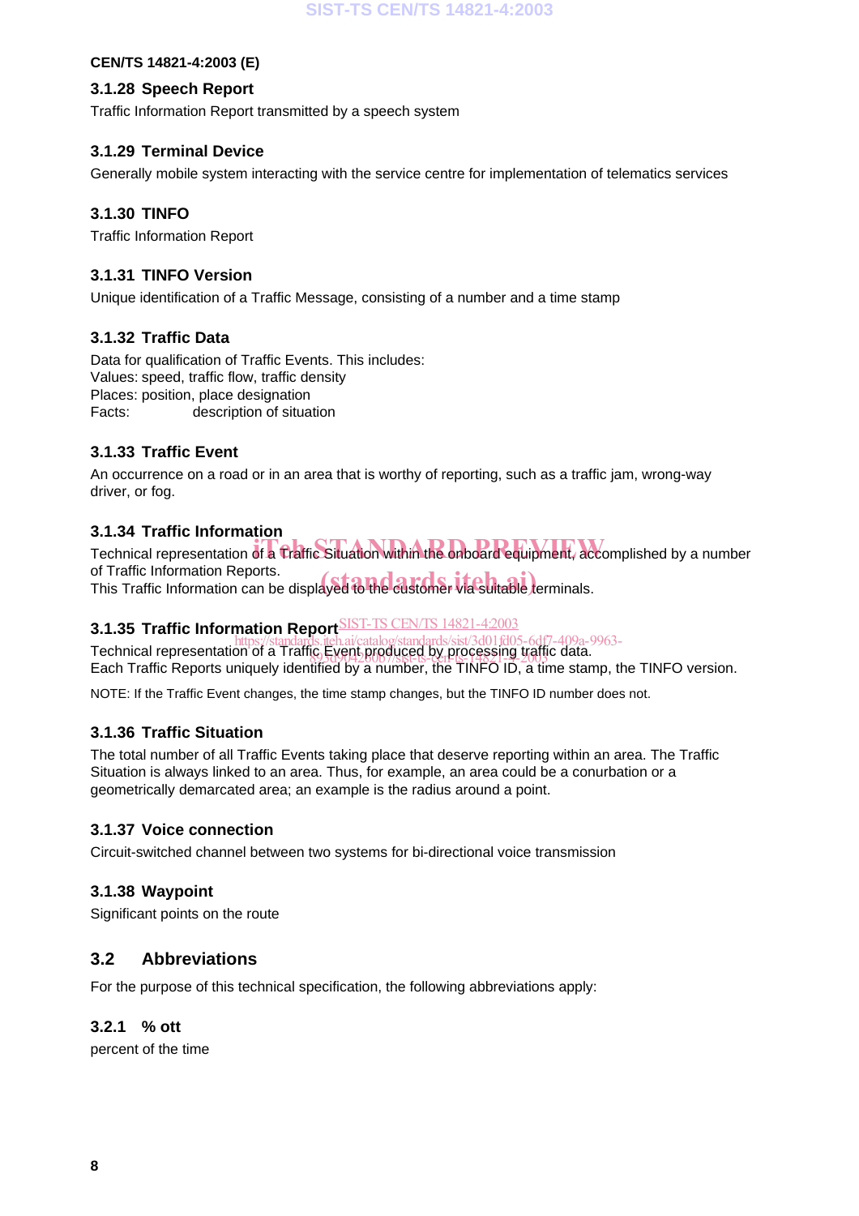### 3.1.28 Speech Report

Traffic Information Report transmitted by a speech system

### 3.1.29 Terminal Device

Generally mobile system interacting with the service centre for implementation of telematics services

### 3.1.30 TINFO

Traffic Information Report

### 3.1.31 TINFO Version

Unique identification of a Traffic Message, consisting of a number and a time stamp

### 3.1.32 Traffic Data

Data for qualification of Traffic Events. This includes:
Values: speed, traffic flow, traffic density
Places: position, place designation
Facts: description of situation

### 3.1.33 Traffic Event

An occurrence on a road or in an area that is worthy of reporting, such as a traffic jam, wrong-way driver, or fog.

### 3.1.34 Traffic Information

Technical representation of a Traffic Situation within the onboard equipment, accomplished by a number of Traffic Information Reports.
This Traffic Information can be displayed to the customer via suitable terminals.

### 3.1.35 Traffic Information Report

Technical representation of a Traffic Event produced by processing traffic data.
Each Traffic Reports uniquely identified by a number, the TINFO ID, a time stamp, the TINFO version.

NOTE: If the Traffic Event changes, the time stamp changes, but the TINFO ID number does not.

### 3.1.36 Traffic Situation

The total number of all Traffic Events taking place that deserve reporting within an area. The Traffic Situation is always linked to an area. Thus, for example, an area could be a conurbation or a geometrically demarcated area; an example is the radius around a point.

### 3.1.37 Voice connection

Circuit-switched channel between two systems for bi-directional voice transmission

### 3.1.38 Waypoint

Significant points on the route

## 3.2 Abbreviations

For the purpose of this technical specification, the following abbreviations apply:

### 3.2.1 % ott

percent of the time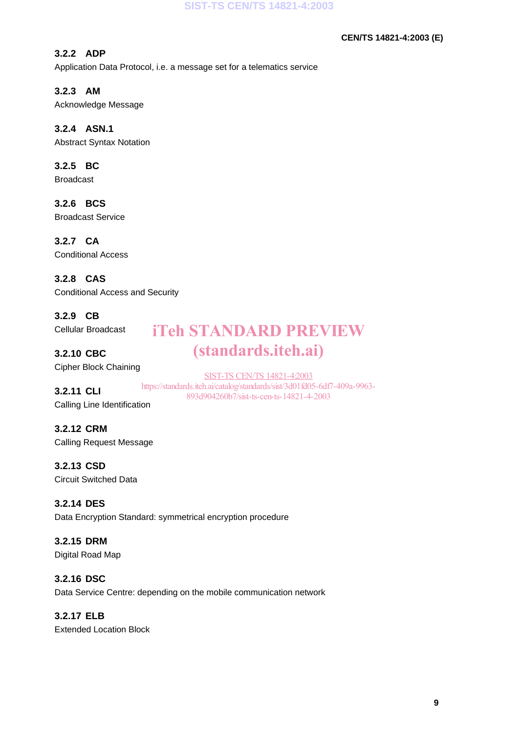#### 3.2.2 ADP
Application Data Protocol, i.e. a message set for a telematics service

#### 3.2.3 AM
Acknowledge Message

#### 3.2.4 ASN.1
Abstract Syntax Notation

#### 3.2.5 BC
Broadcast

#### 3.2.6 BCS
Broadcast Service

#### 3.2.7 CA
Conditional Access

#### 3.2.8 CAS
Conditional Access and Security

#### 3.2.9 CB
Cellular Broadcast

#### 3.2.10 CBC
Cipher Block Chaining

#### 3.2.11 CLI
Calling Line Identification

#### 3.2.12 CRM
Calling Request Message

#### 3.2.13 CSD
Circuit Switched Data

#### 3.2.14 DES
Data Encryption Standard: symmetrical encryption procedure

#### 3.2.15 DRM
Digital Road Map

#### 3.2.16 DSC
Data Service Centre: depending on the mobile communication network

#### 3.2.17 ELB
Extended Location Block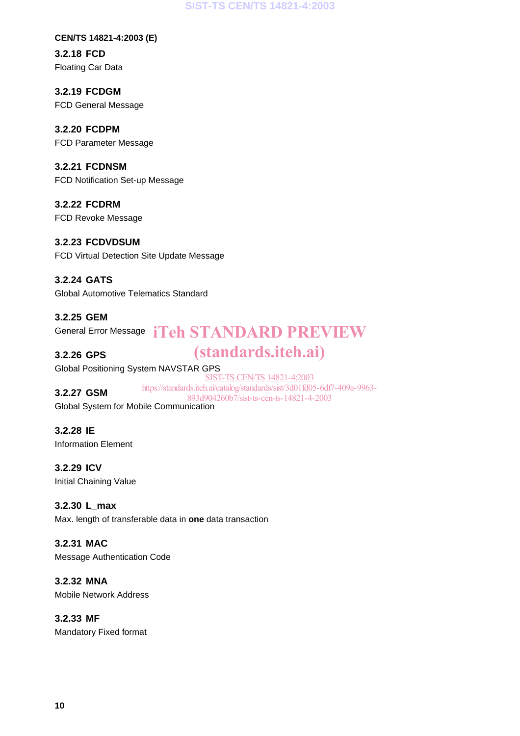#### 3.2.18 FCD

Floating Car Data

#### 3.2.19 FCDGM

FCD General Message

#### 3.2.20 FCDPM

FCD Parameter Message

#### 3.2.21 FCDNSM

FCD Notification Set-up Message

#### 3.2.22 FCDRM

FCD Revoke Message

#### 3.2.23 FCDVDSUM

FCD Virtual Detection Site Update Message

#### 3.2.24 GATS

Global Automotive Telematics Standard

#### 3.2.25 GEM

General Error Message

#### 3.2.26 GPS

Global Positioning System NAVSTAR GPS

#### 3.2.27 GSM

Global System for Mobile Communication

#### 3.2.28 IE

Information Element

#### 3.2.29 ICV

Initial Chaining Value

#### 3.2.30 L_max

Max. length of transferable data in **one** data transaction

#### 3.2.31 MAC

Message Authentication Code

#### 3.2.32 MNA

Mobile Network Address

#### 3.2.33 MF

Mandatory Fixed format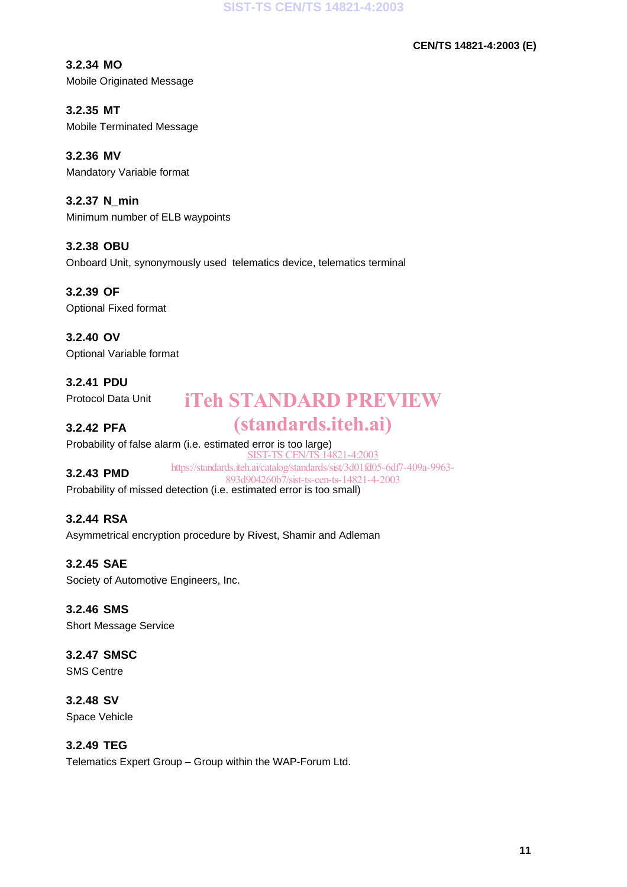**3.2.34 MO**
Mobile Originated Message

**3.2.35 MT**
Mobile Terminated Message

**3.2.36 MV**
Mandatory Variable format

**3.2.37 N_min**
Minimum number of ELB waypoints

**3.2.38 OBU**
Onboard Unit, synonymously used telematics device, telematics terminal

**3.2.39 OF**
Optional Fixed format

**3.2.40 OV**
Optional Variable format

**3.2.41 PDU**
Protocol Data Unit

**3.2.42 PFA**
Probability of false alarm (i.e. estimated error is too large)

**3.2.43 PMD**
Probability of missed detection (i.e. estimated error is too small)

**3.2.44 RSA**
Asymmetrical encryption procedure by Rivest, Shamir and Adleman

**3.2.45 SAE**
Society of Automotive Engineers, Inc.

**3.2.46 SMS**
Short Message Service

**3.2.47 SMSC**
SMS Centre

**3.2.48 SV**
Space Vehicle

**3.2.49 TEG**
Telematics Expert Group – Group within the WAP-Forum Ltd.